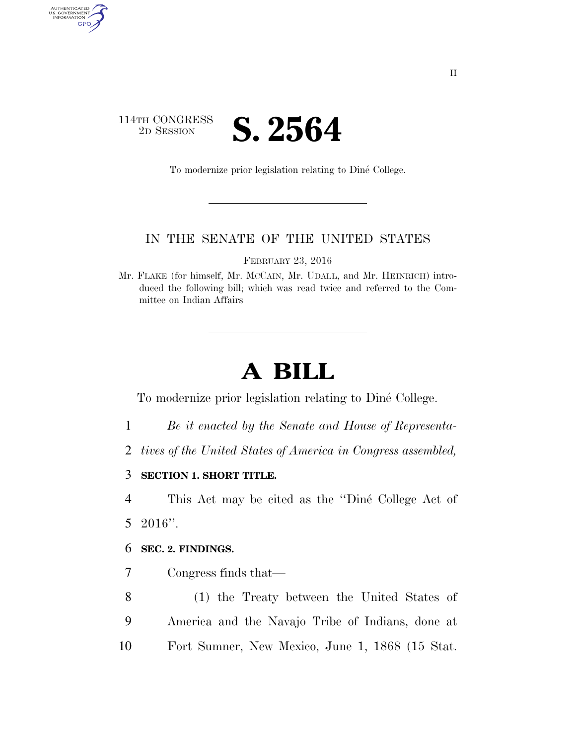II

114TH CONGRESS
2D SESSION

# S. 2564

To modernize prior legislation relating to Diné College.

IN THE SENATE OF THE UNITED STATES

FEBRUARY 23, 2016

Mr. FLAKE (for himself, Mr. MCCAIN, Mr. UDALL, and Mr. HEINRICH) introduced the following bill; which was read twice and referred to the Committee on Indian Affairs

# A BILL

To modernize prior legislation relating to Diné College.

1 *Be it enacted by the Senate and House of Representa-*
2 *tives of the United States of America in Congress assembled,*

3 **SECTION 1. SHORT TITLE.**

4 This Act may be cited as the ''Diné College Act of
5 2016''.

6 **SEC. 2. FINDINGS.**

7 Congress finds that—

8 (1) the Treaty between the United States of
9 America and the Navajo Tribe of Indians, done at
10 Fort Sumner, New Mexico, June 1, 1868 (15 Stat.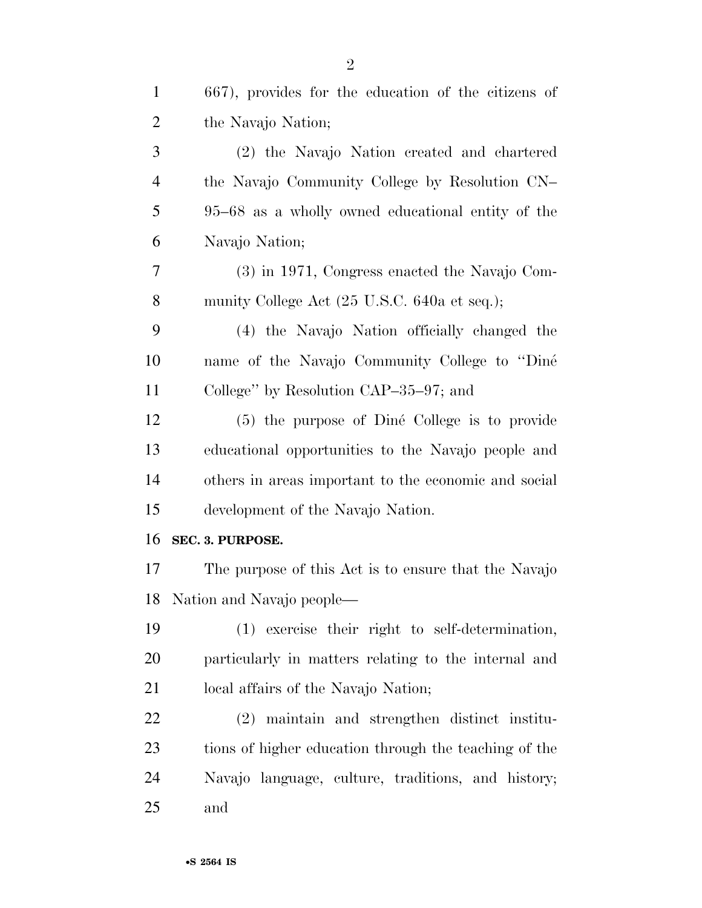667), provides for the education of the citizens of the Navajo Nation;

(2) the Navajo Nation created and chartered the Navajo Community College by Resolution CN–95–68 as a wholly owned educational entity of the Navajo Nation;

(3) in 1971, Congress enacted the Navajo Community College Act (25 U.S.C. 640a et seq.);

(4) the Navajo Nation officially changed the name of the Navajo Community College to "Diné College" by Resolution CAP–35–97; and

(5) the purpose of Diné College is to provide educational opportunities to the Navajo people and others in areas important to the economic and social development of the Navajo Nation.

**SEC. 3. PURPOSE.**

The purpose of this Act is to ensure that the Navajo Nation and Navajo people—

(1) exercise their right to self-determination, particularly in matters relating to the internal and local affairs of the Navajo Nation;

(2) maintain and strengthen distinct institutions of higher education through the teaching of the Navajo language, culture, traditions, and history; and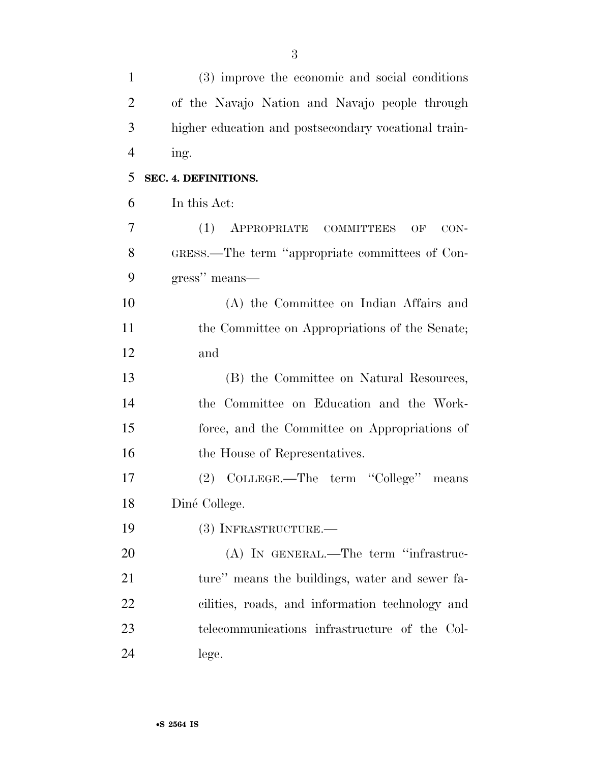(3) improve the economic and social conditions of the Navajo Nation and Navajo people through higher education and postsecondary vocational training.

**SEC. 4. DEFINITIONS.**

In this Act:

(1) APPROPRIATE COMMITTEES OF CONGRESS.—The term "appropriate committees of Congress" means—

(A) the Committee on Indian Affairs and the Committee on Appropriations of the Senate; and

(B) the Committee on Natural Resources, the Committee on Education and the Workforce, and the Committee on Appropriations of the House of Representatives.

(2) COLLEGE.—The term "College" means Diné College.

(3) INFRASTRUCTURE.—

(A) IN GENERAL.—The term "infrastructure" means the buildings, water and sewer facilities, roads, and information technology and telecommunications infrastructure of the College.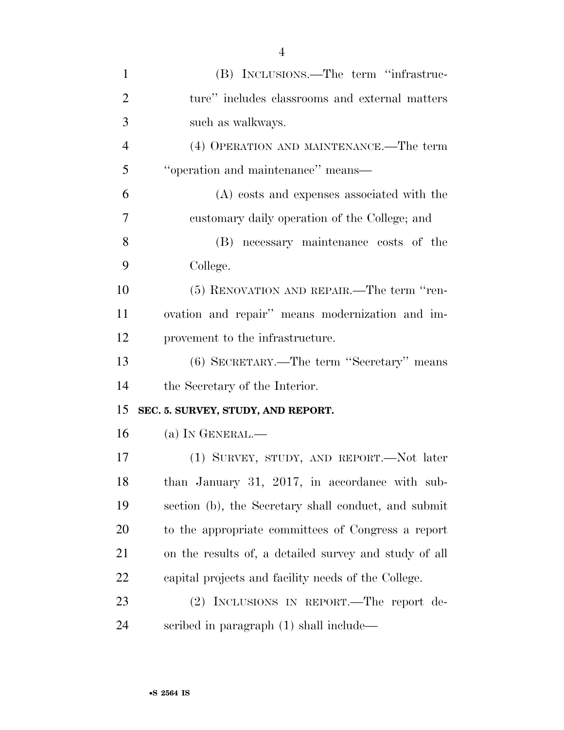(B) INCLUSIONS.—The term "infrastructure" includes classrooms and external matters such as walkways.

(4) OPERATION AND MAINTENANCE.—The term "operation and maintenance" means—

(A) costs and expenses associated with the customary daily operation of the College; and

(B) necessary maintenance costs of the College.

(5) RENOVATION AND REPAIR.—The term "renovation and repair" means modernization and improvement to the infrastructure.

(6) SECRETARY.—The term "Secretary" means the Secretary of the Interior.

**SEC. 5. SURVEY, STUDY, AND REPORT.**

(a) IN GENERAL.—

(1) SURVEY, STUDY, AND REPORT.—Not later than January 31, 2017, in accordance with subsection (b), the Secretary shall conduct, and submit to the appropriate committees of Congress a report on the results of, a detailed survey and study of all capital projects and facility needs of the College.

(2) INCLUSIONS IN REPORT.—The report described in paragraph (1) shall include—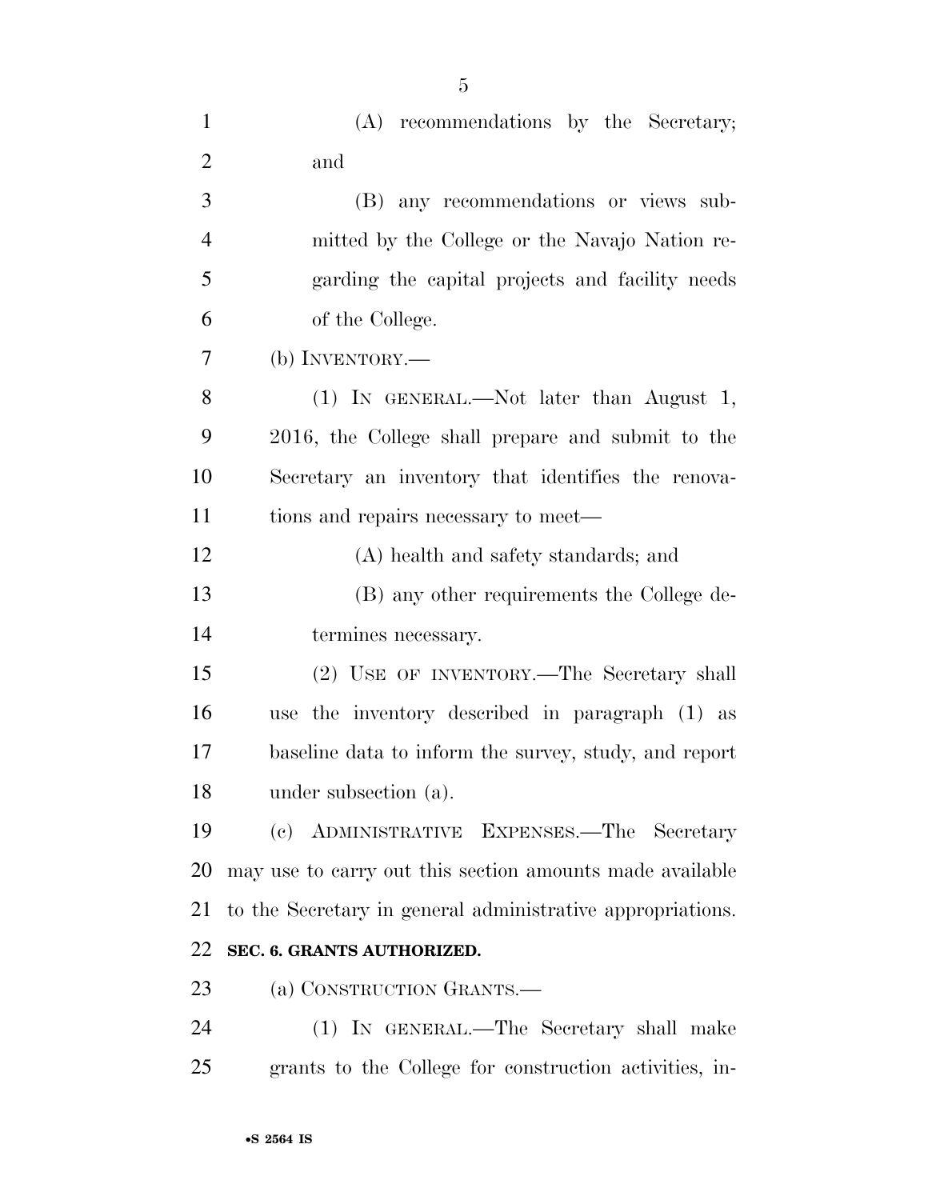(A) recommendations by the Secretary; and

(B) any recommendations or views submitted by the College or the Navajo Nation regarding the capital projects and facility needs of the College.

(b) INVENTORY.—

(1) IN GENERAL.—Not later than August 1, 2016, the College shall prepare and submit to the Secretary an inventory that identifies the renovations and repairs necessary to meet—

(A) health and safety standards; and

(B) any other requirements the College determines necessary.

(2) USE OF INVENTORY.—The Secretary shall use the inventory described in paragraph (1) as baseline data to inform the survey, study, and report under subsection (a).

(c) ADMINISTRATIVE EXPENSES.—The Secretary may use to carry out this section amounts made available to the Secretary in general administrative appropriations.

**SEC. 6. GRANTS AUTHORIZED.**

(a) CONSTRUCTION GRANTS.—

(1) IN GENERAL.—The Secretary shall make grants to the College for construction activities, in-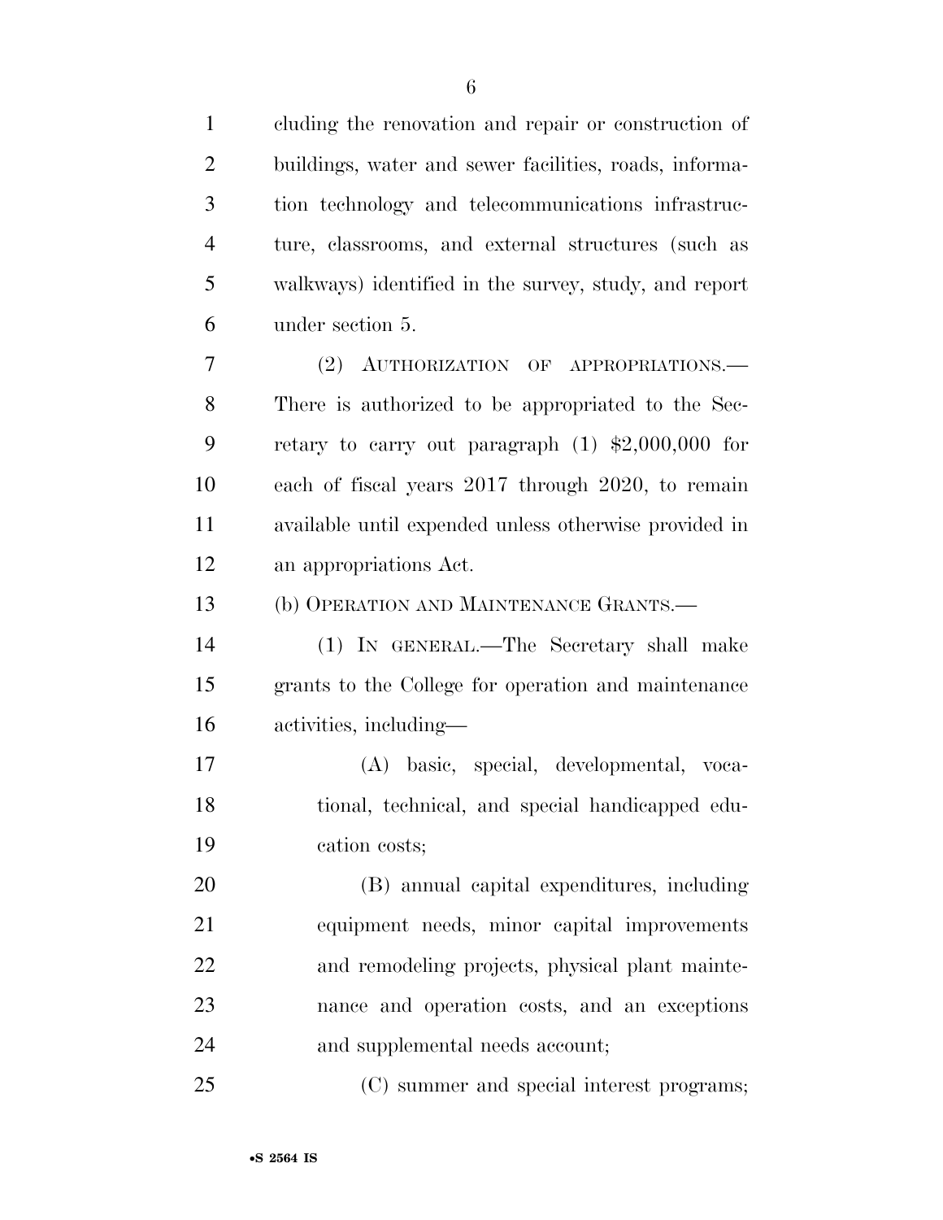cluding the renovation and repair or construction of buildings, water and sewer facilities, roads, information technology and telecommunications infrastructure, classrooms, and external structures (such as walkways) identified in the survey, study, and report under section 5.

(2) AUTHORIZATION OF APPROPRIATIONS.—There is authorized to be appropriated to the Secretary to carry out paragraph (1) $2,000,000 for each of fiscal years 2017 through 2020, to remain available until expended unless otherwise provided in an appropriations Act.

(b) OPERATION AND MAINTENANCE GRANTS.—

(1) IN GENERAL.—The Secretary shall make grants to the College for operation and maintenance activities, including—

(A) basic, special, developmental, vocational, technical, and special handicapped education costs;

(B) annual capital expenditures, including equipment needs, minor capital improvements and remodeling projects, physical plant maintenance and operation costs, and an exceptions and supplemental needs account;

(C) summer and special interest programs;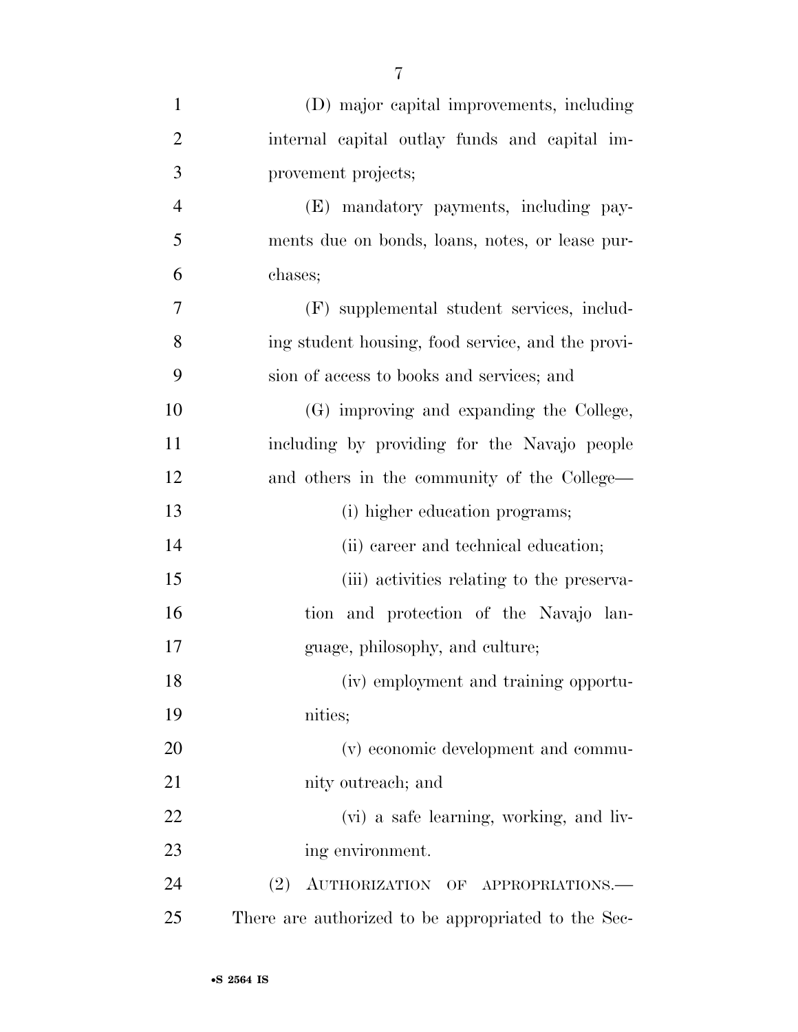(D) major capital improvements, including internal capital outlay funds and capital improvement projects;

(E) mandatory payments, including payments due on bonds, loans, notes, or lease purchases;

(F) supplemental student services, including student housing, food service, and the provision of access to books and services; and

(G) improving and expanding the College, including by providing for the Navajo people and others in the community of the College—

(i) higher education programs;

(ii) career and technical education;

(iii) activities relating to the preservation and protection of the Navajo language, philosophy, and culture;

(iv) employment and training opportunities;

(v) economic development and community outreach; and

(vi) a safe learning, working, and living environment.

(2) AUTHORIZATION OF APPROPRIATIONS.—There are authorized to be appropriated to the Sec-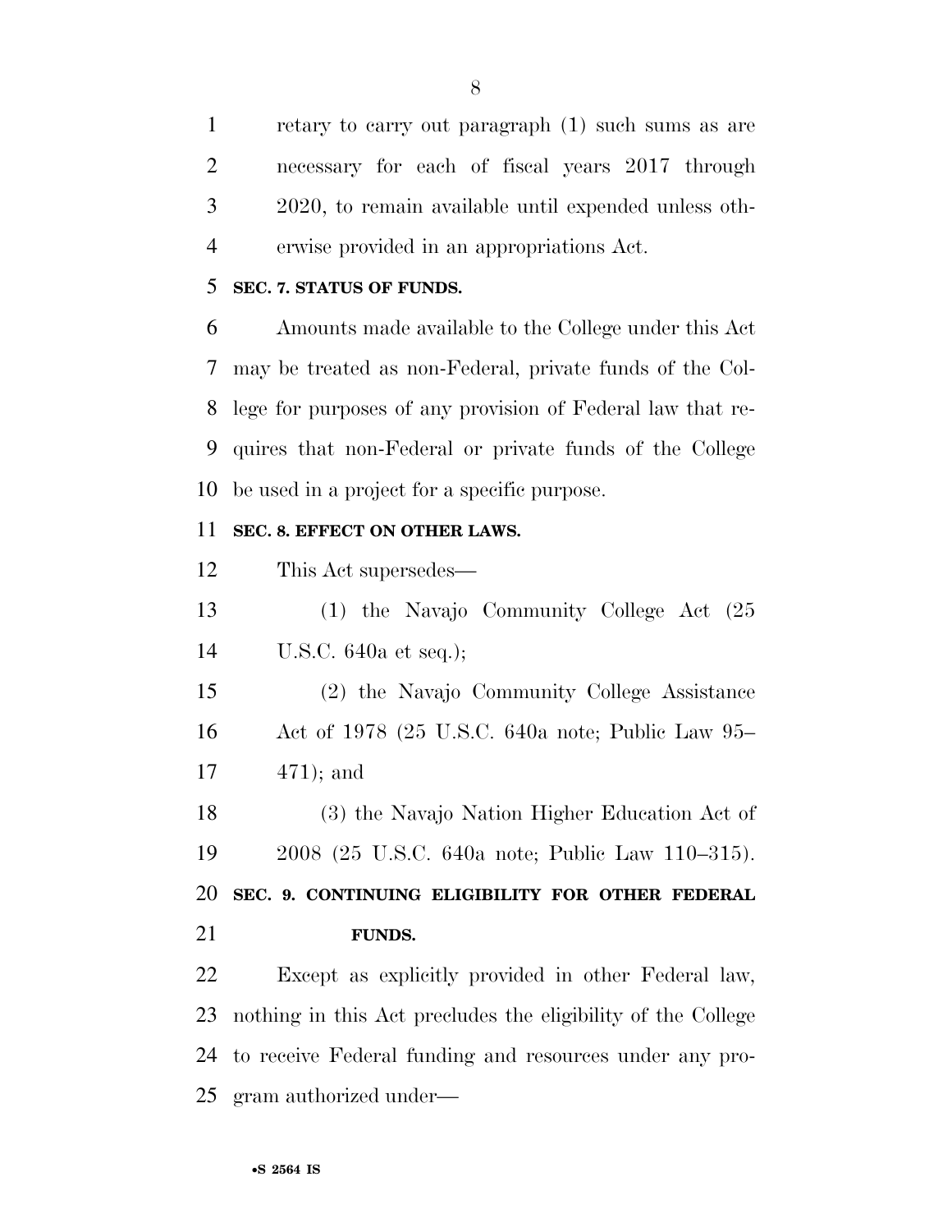retary to carry out paragraph (1) such sums as are necessary for each of fiscal years 2017 through 2020, to remain available until expended unless otherwise provided in an appropriations Act.

**SEC. 7. STATUS OF FUNDS.**

Amounts made available to the College under this Act may be treated as non-Federal, private funds of the College for purposes of any provision of Federal law that requires that non-Federal or private funds of the College be used in a project for a specific purpose.

**SEC. 8. EFFECT ON OTHER LAWS.**

This Act supersedes—

(1) the Navajo Community College Act (25 U.S.C. 640a et seq.);

(2) the Navajo Community College Assistance Act of 1978 (25 U.S.C. 640a note; Public Law 95–471); and

(3) the Navajo Nation Higher Education Act of 2008 (25 U.S.C. 640a note; Public Law 110–315).

**SEC. 9. CONTINUING ELIGIBILITY FOR OTHER FEDERAL FUNDS.**

Except as explicitly provided in other Federal law, nothing in this Act precludes the eligibility of the College to receive Federal funding and resources under any program authorized under—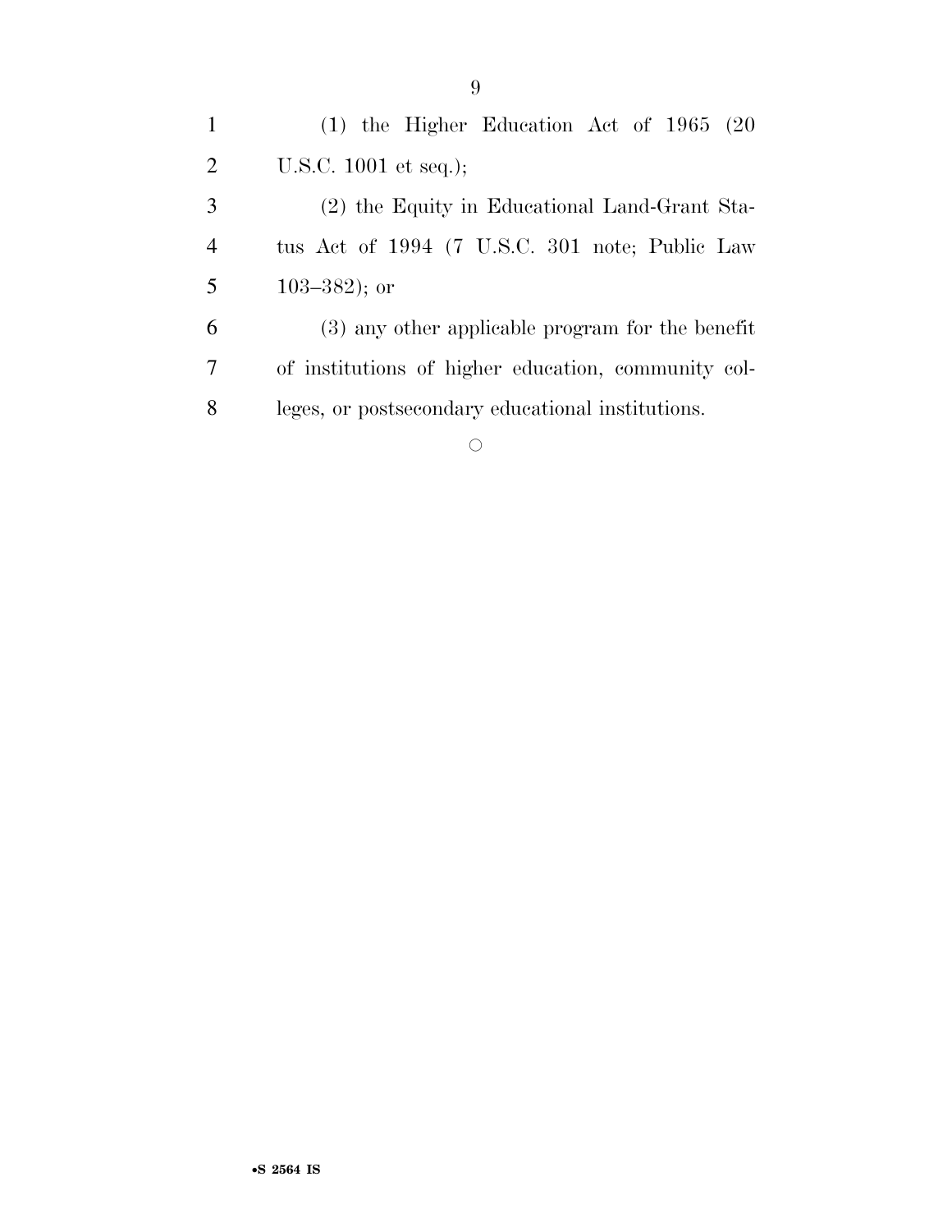(1) the Higher Education Act of 1965 (20 U.S.C. 1001 et seq.);

(2) the Equity in Educational Land-Grant Status Act of 1994 (7 U.S.C. 301 note; Public Law 103–382); or

(3) any other applicable program for the benefit of institutions of higher education, community colleges, or postsecondary educational institutions.